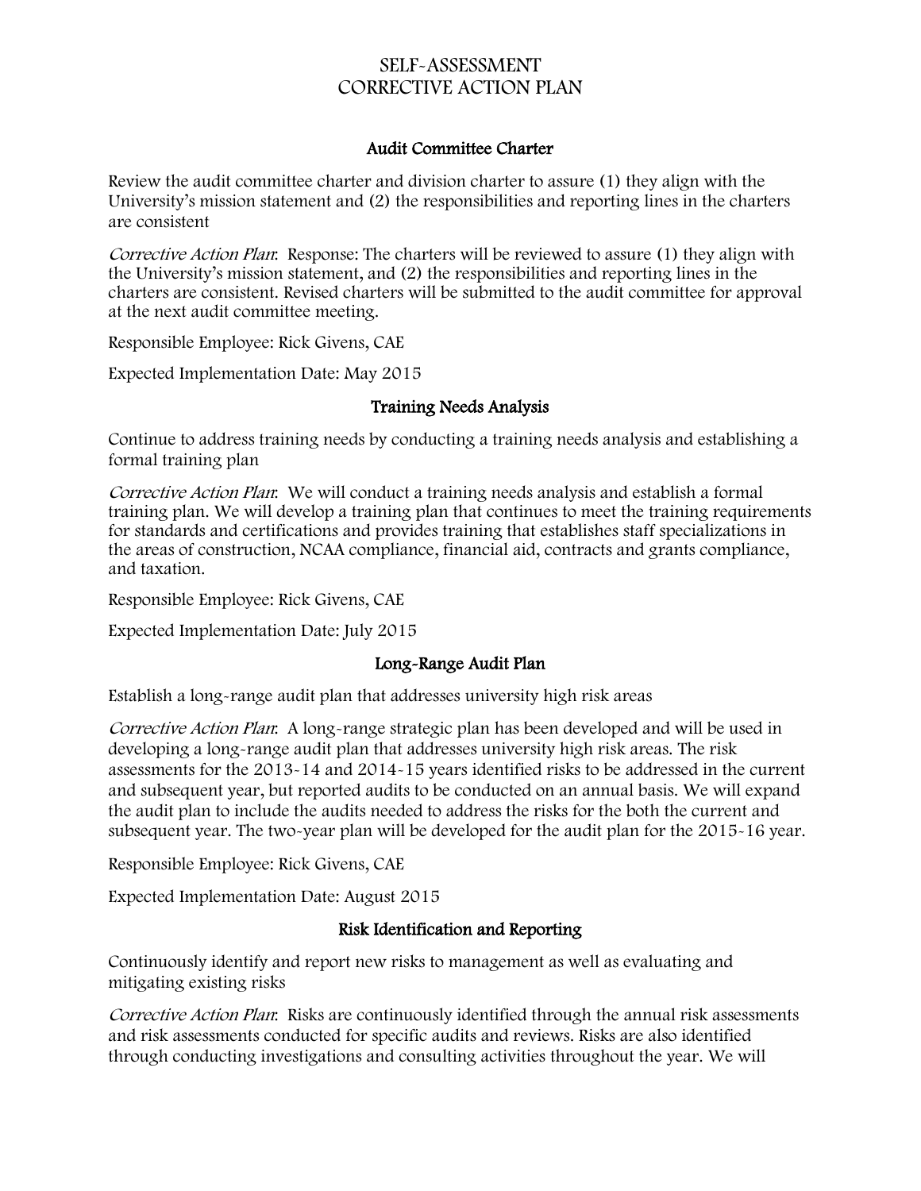# SELF-ASSESSMENT
# CORRECTIVE ACTION PLAN

## Audit Committee Charter

Review the audit committee charter and division charter to assure (1) they align with the University's mission statement and (2) the responsibilities and reporting lines in the charters are consistent

*Corrective Action Plan*: Response: The charters will be reviewed to assure (1) they align with the University's mission statement, and (2) the responsibilities and reporting lines in the charters are consistent. Revised charters will be submitted to the audit committee for approval at the next audit committee meeting.

Responsible Employee: Rick Givens, CAE

Expected Implementation Date: May 2015

## Training Needs Analysis

Continue to address training needs by conducting a training needs analysis and establishing a formal training plan

*Corrective Action Plan*: We will conduct a training needs analysis and establish a formal training plan. We will develop a training plan that continues to meet the training requirements for standards and certifications and provides training that establishes staff specializations in the areas of construction, NCAA compliance, financial aid, contracts and grants compliance, and taxation.

Responsible Employee: Rick Givens, CAE

Expected Implementation Date: July 2015

## Long-Range Audit Plan

Establish a long-range audit plan that addresses university high risk areas

*Corrective Action Plan*: A long-range strategic plan has been developed and will be used in developing a long-range audit plan that addresses university high risk areas. The risk assessments for the 2013-14 and 2014-15 years identified risks to be addressed in the current and subsequent year, but reported audits to be conducted on an annual basis. We will expand the audit plan to include the audits needed to address the risks for the both the current and subsequent year. The two-year plan will be developed for the audit plan for the 2015-16 year.

Responsible Employee: Rick Givens, CAE

Expected Implementation Date: August 2015

## Risk Identification and Reporting

Continuously identify and report new risks to management as well as evaluating and mitigating existing risks

*Corrective Action Plan*: Risks are continuously identified through the annual risk assessments and risk assessments conducted for specific audits and reviews. Risks are also identified through conducting investigations and consulting activities throughout the year. We will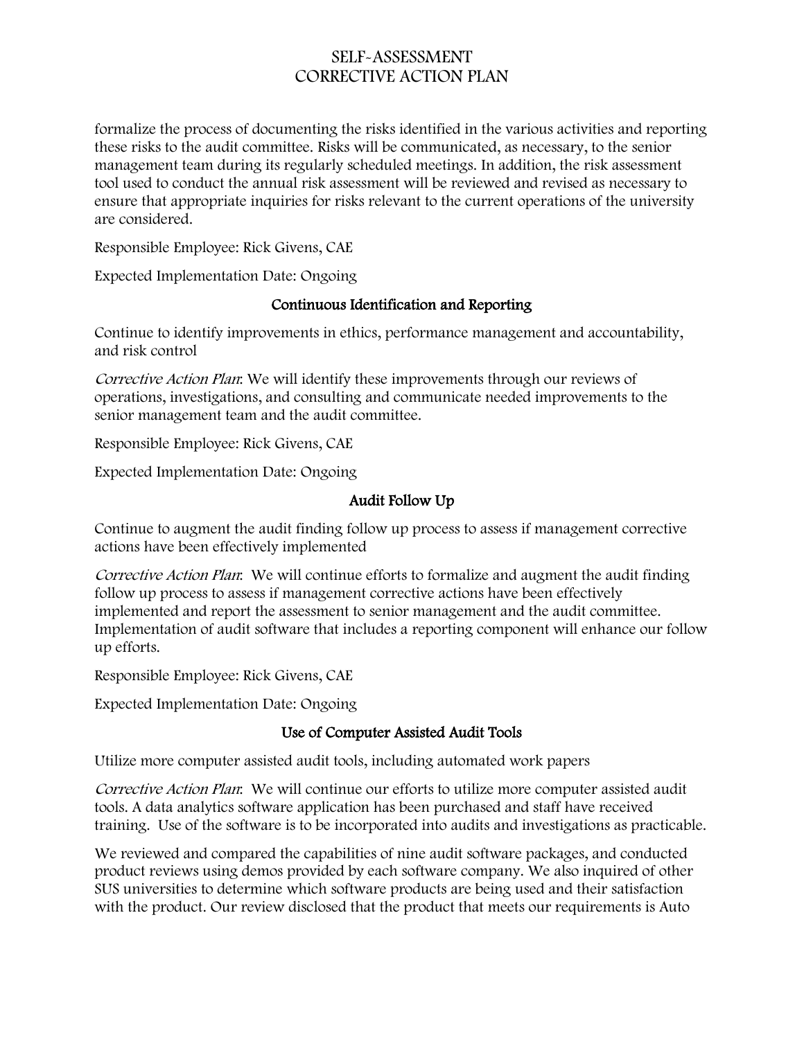formalize the process of documenting the risks identified in the various activities and reporting these risks to the audit committee. Risks will be communicated, as necessary, to the senior management team during its regularly scheduled meetings. In addition, the risk assessment tool used to conduct the annual risk assessment will be reviewed and revised as necessary to ensure that appropriate inquiries for risks relevant to the current operations of the university are considered.

Responsible Employee: Rick Givens, CAE

Expected Implementation Date: Ongoing

### Continuous Identification and Reporting

Continue to identify improvements in ethics, performance management and accountability, and risk control

*Corrective Action Plan*: We will identify these improvements through our reviews of operations, investigations, and consulting and communicate needed improvements to the senior management team and the audit committee.

Responsible Employee: Rick Givens, CAE

Expected Implementation Date: Ongoing

### Audit Follow Up

Continue to augment the audit finding follow up process to assess if management corrective actions have been effectively implemented

*Corrective Action Plan*: We will continue efforts to formalize and augment the audit finding follow up process to assess if management corrective actions have been effectively implemented and report the assessment to senior management and the audit committee. Implementation of audit software that includes a reporting component will enhance our follow up efforts.

Responsible Employee: Rick Givens, CAE

Expected Implementation Date: Ongoing

### Use of Computer Assisted Audit Tools

Utilize more computer assisted audit tools, including automated work papers

*Corrective Action Plan*: We will continue our efforts to utilize more computer assisted audit tools. A data analytics software application has been purchased and staff have received training. Use of the software is to be incorporated into audits and investigations as practicable.

We reviewed and compared the capabilities of nine audit software packages, and conducted product reviews using demos provided by each software company. We also inquired of other SUS universities to determine which software products are being used and their satisfaction with the product. Our review disclosed that the product that meets our requirements is Auto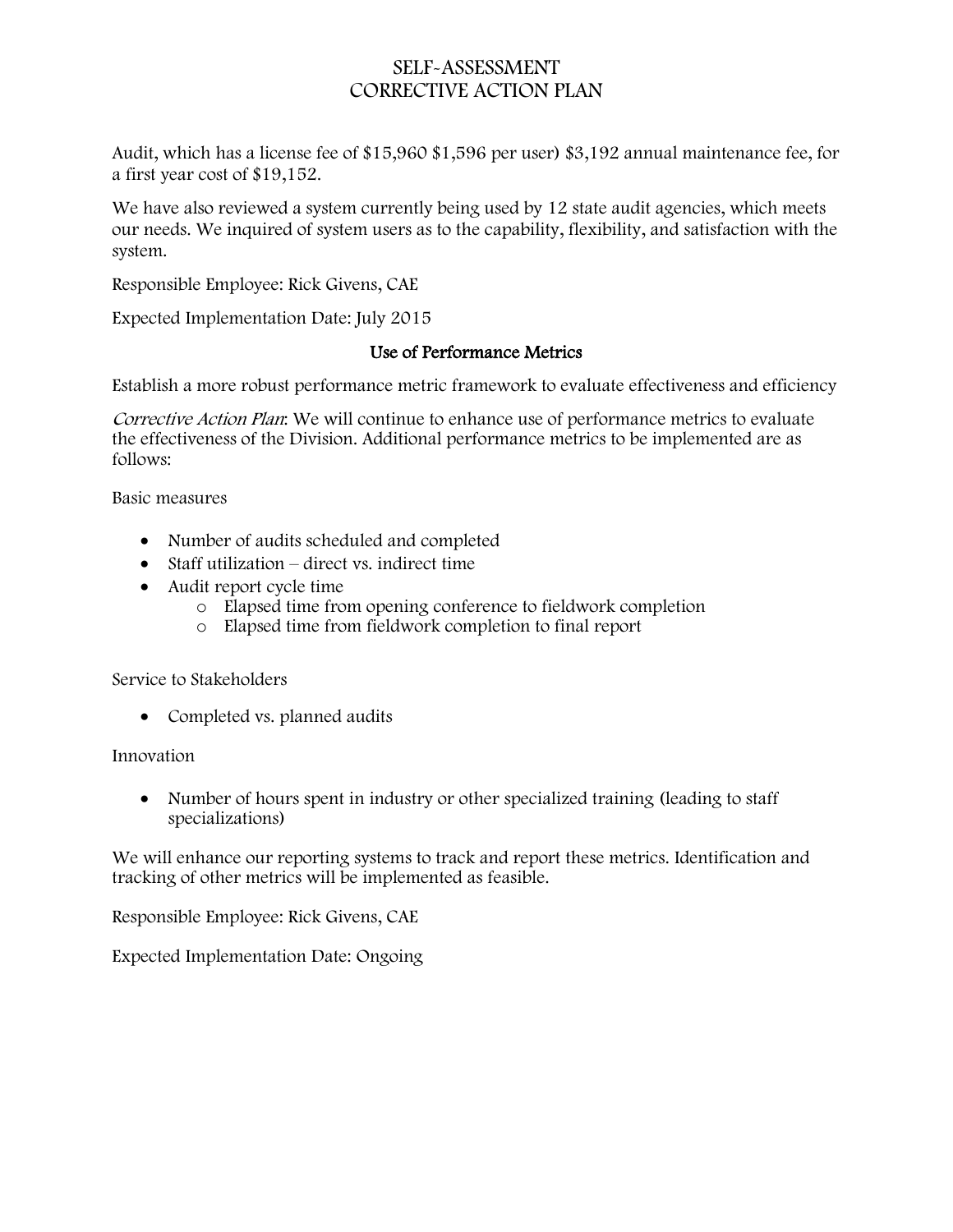# SELF-ASSESSMENT
# CORRECTIVE ACTION PLAN

Audit, which has a license fee of $15,960 $1,596 per user) $3,192 annual maintenance fee, for a first year cost of $19,152.

We have also reviewed a system currently being used by 12 state audit agencies, which meets our needs. We inquired of system users as to the capability, flexibility, and satisfaction with the system.

Responsible Employee: Rick Givens, CAE

Expected Implementation Date: July 2015

## Use of Performance Metrics

Establish a more robust performance metric framework to evaluate effectiveness and efficiency

*Corrective Action Plan*: We will continue to enhance use of performance metrics to evaluate the effectiveness of the Division. Additional performance metrics to be implemented are as follows:

Basic measures

- Number of audits scheduled and completed
- Staff utilization – direct vs. indirect time
- Audit report cycle time
  - Elapsed time from opening conference to fieldwork completion
  - Elapsed time from fieldwork completion to final report

Service to Stakeholders

- Completed vs. planned audits

Innovation

- Number of hours spent in industry or other specialized training (leading to staff specializations)

We will enhance our reporting systems to track and report these metrics. Identification and tracking of other metrics will be implemented as feasible.

Responsible Employee: Rick Givens, CAE

Expected Implementation Date: Ongoing